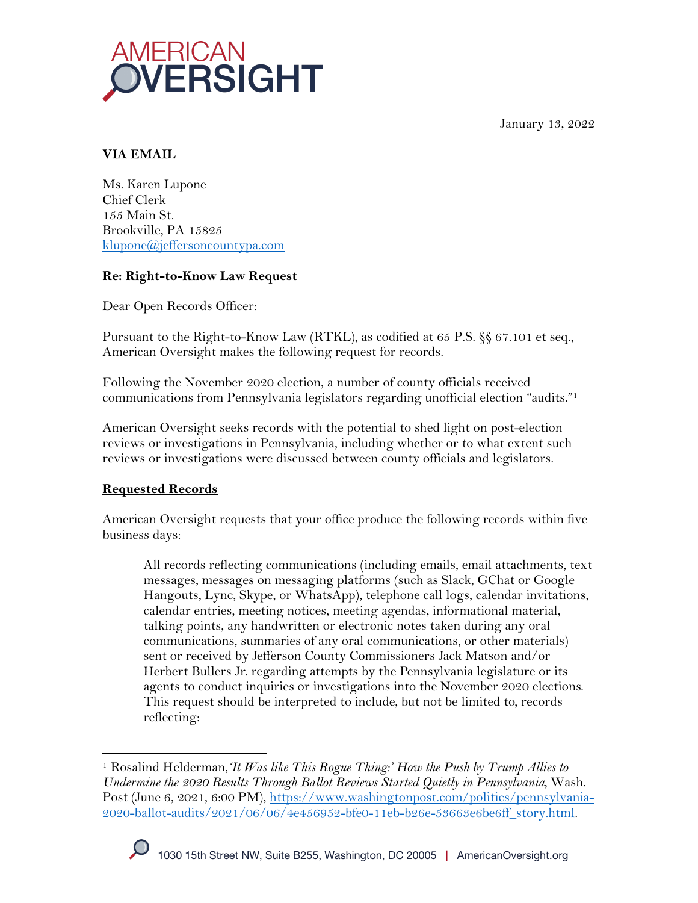January 13, 2022

**VIA EMAIL**

Ms. Karen Lupone
Chief Clerk
155 Main St.
Brookville, PA 15825
klupone@jeffersoncountypa.com

**Re: Right-to-Know Law Request**

Dear Open Records Officer:

Pursuant to the Right-to-Know Law (RTKL), as codified at 65 P.S. §§ 67.101 et seq., American Oversight makes the following request for records.

Following the November 2020 election, a number of county officials received communications from Pennsylvania legislators regarding unofficial election "audits."[1]

American Oversight seeks records with the potential to shed light on post-election reviews or investigations in Pennsylvania, including whether or to what extent such reviews or investigations were discussed between county officials and legislators.

**Requested Records**

American Oversight requests that your office produce the following records within five business days:

> All records reflecting communications (including emails, email attachments, text messages, messages on messaging platforms (such as Slack, GChat or Google Hangouts, Lync, Skype, or WhatsApp), telephone call logs, calendar invitations, calendar entries, meeting notices, meeting agendas, informational material, talking points, any handwritten or electronic notes taken during any oral communications, summaries of any oral communications, or other materials) sent or received by Jefferson County Commissioners Jack Matson and/or Herbert Bullers Jr. regarding attempts by the Pennsylvania legislature or its agents to conduct inquiries or investigations into the November 2020 elections. This request should be interpreted to include, but not be limited to, records reflecting:

[1] Rosalind Helderman, *'It Was like This Rogue Thing:' How the Push by Trump Allies to Undermine the 2020 Results Through Ballot Reviews Started Quietly in Pennsylvania*, Wash. Post (June 6, 2021, 6:00 PM), https://www.washingtonpost.com/politics/pennsylvania-2020-ballot-audits/2021/06/06/4e456952-bfe0-11eb-b26e-53663e6be6ff_story.html.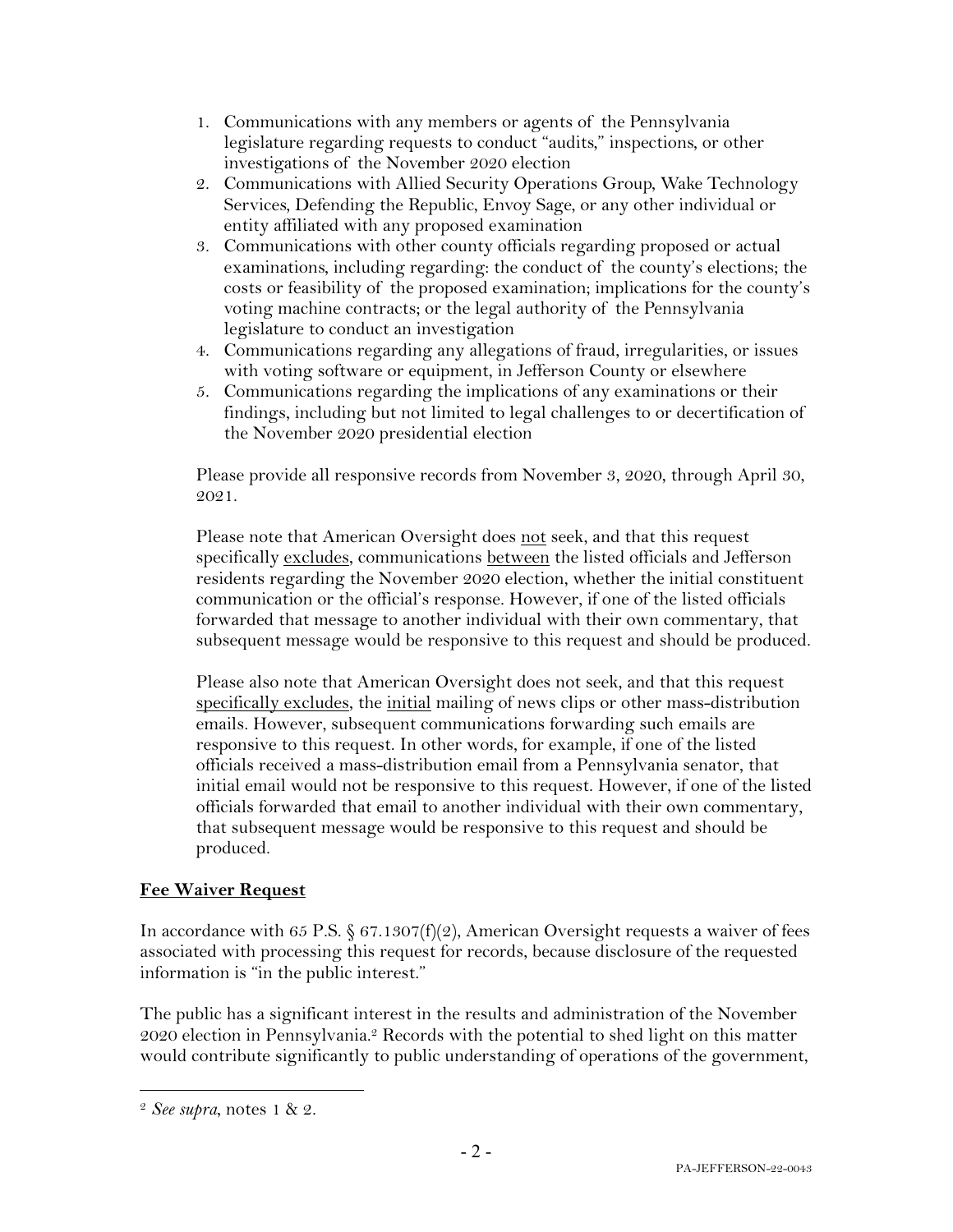1. Communications with any members or agents of the Pennsylvania legislature regarding requests to conduct "audits," inspections, or other investigations of the November 2020 election
2. Communications with Allied Security Operations Group, Wake Technology Services, Defending the Republic, Envoy Sage, or any other individual or entity affiliated with any proposed examination
3. Communications with other county officials regarding proposed or actual examinations, including regarding: the conduct of the county's elections; the costs or feasibility of the proposed examination; implications for the county's voting machine contracts; or the legal authority of the Pennsylvania legislature to conduct an investigation
4. Communications regarding any allegations of fraud, irregularities, or issues with voting software or equipment, in Jefferson County or elsewhere
5. Communications regarding the implications of any examinations or their findings, including but not limited to legal challenges to or decertification of the November 2020 presidential election

Please provide all responsive records from November 3, 2020, through April 30, 2021.

Please note that American Oversight does not seek, and that this request specifically excludes, communications between the listed officials and Jefferson residents regarding the November 2020 election, whether the initial constituent communication or the official's response. However, if one of the listed officials forwarded that message to another individual with their own commentary, that subsequent message would be responsive to this request and should be produced.

Please also note that American Oversight does not seek, and that this request specifically excludes, the initial mailing of news clips or other mass-distribution emails. However, subsequent communications forwarding such emails are responsive to this request. In other words, for example, if one of the listed officials received a mass-distribution email from a Pennsylvania senator, that initial email would not be responsive to this request. However, if one of the listed officials forwarded that email to another individual with their own commentary, that subsequent message would be responsive to this request and should be produced.

## Fee Waiver Request

In accordance with 65 P.S. § 67.1307(f)(2), American Oversight requests a waiver of fees associated with processing this request for records, because disclosure of the requested information is "in the public interest."

The public has a significant interest in the results and administration of the November 2020 election in Pennsylvania.[2] Records with the potential to shed light on this matter would contribute significantly to public understanding of operations of the government,

[2] *See supra*, notes 1 & 2.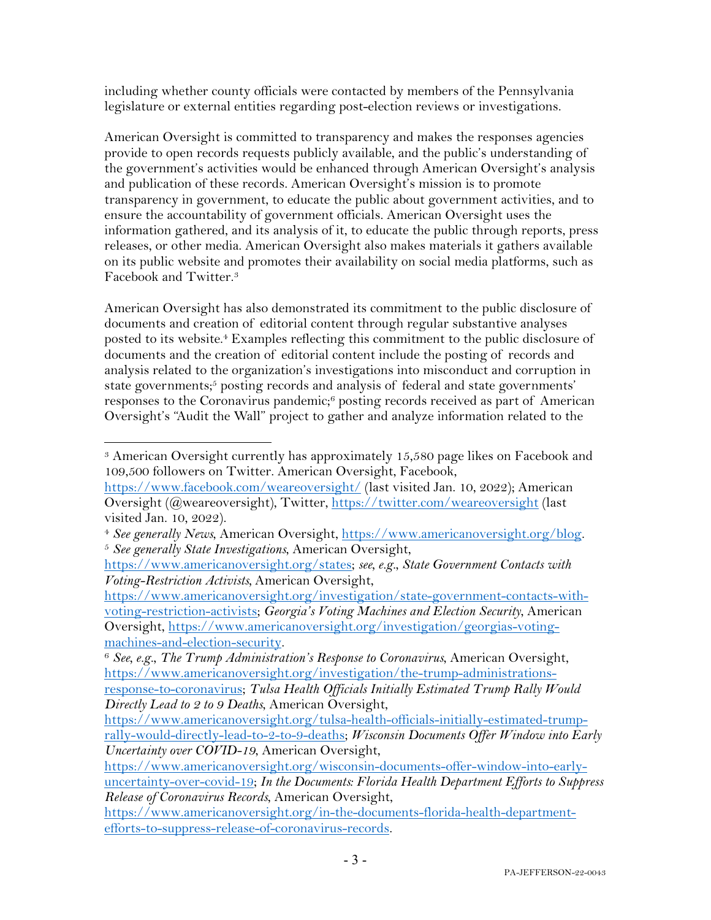including whether county officials were contacted by members of the Pennsylvania legislature or external entities regarding post-election reviews or investigations.

American Oversight is committed to transparency and makes the responses agencies provide to open records requests publicly available, and the public's understanding of the government's activities would be enhanced through American Oversight's analysis and publication of these records. American Oversight's mission is to promote transparency in government, to educate the public about government activities, and to ensure the accountability of government officials. American Oversight uses the information gathered, and its analysis of it, to educate the public through reports, press releases, or other media. American Oversight also makes materials it gathers available on its public website and promotes their availability on social media platforms, such as Facebook and Twitter.[3]

American Oversight has also demonstrated its commitment to the public disclosure of documents and creation of editorial content through regular substantive analyses posted to its website.[4] Examples reflecting this commitment to the public disclosure of documents and the creation of editorial content include the posting of records and analysis related to the organization's investigations into misconduct and corruption in state governments;[5] posting records and analysis of federal and state governments' responses to the Coronavirus pandemic;[6] posting records received as part of American Oversight's "Audit the Wall" project to gather and analyze information related to the

---

[3] American Oversight currently has approximately 15,580 page likes on Facebook and 109,500 followers on Twitter. American Oversight, Facebook, https://www.facebook.com/weareoversight/ (last visited Jan. 10, 2022); American Oversight (@weareoversight), Twitter, https://twitter.com/weareoversight (last visited Jan. 10, 2022).

[4] *See generally News*, American Oversight, https://www.americanoversight.org/blog.

[5] *See generally State Investigations*, American Oversight, https://www.americanoversight.org/states; *see, e.g.*, *State Government Contacts with Voting-Restriction Activists*, American Oversight, https://www.americanoversight.org/investigation/state-government-contacts-with-voting-restriction-activists; *Georgia's Voting Machines and Election Security*, American Oversight, https://www.americanoversight.org/investigation/georgias-voting-machines-and-election-security.

[6] *See, e.g.*, *The Trump Administration's Response to Coronavirus*, American Oversight, https://www.americanoversight.org/investigation/the-trump-administrations-response-to-coronavirus; *Tulsa Health Officials Initially Estimated Trump Rally Would Directly Lead to 2 to 9 Deaths*, American Oversight, https://www.americanoversight.org/tulsa-health-officials-initially-estimated-trump-rally-would-directly-lead-to-2-to-9-deaths; *Wisconsin Documents Offer Window into Early Uncertainty over COVID-19*, American Oversight, https://www.americanoversight.org/wisconsin-documents-offer-window-into-early-uncertainty-over-covid-19; *In the Documents: Florida Health Department Efforts to Suppress Release of Coronavirus Records*, American Oversight, https://www.americanoversight.org/in-the-documents-florida-health-department-efforts-to-suppress-release-of-coronavirus-records.

PA-JEFFERSON-22-0043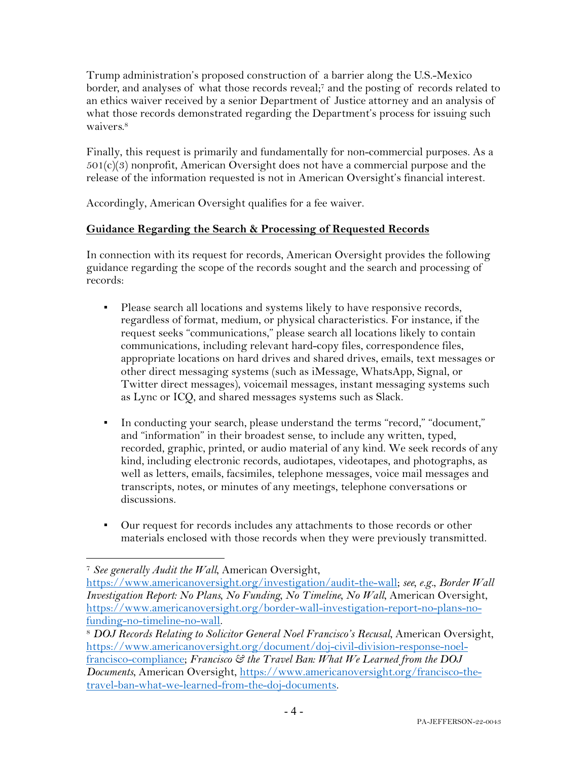Trump administration's proposed construction of a barrier along the U.S.-Mexico border, and analyses of what those records reveal;[7] and the posting of records related to an ethics waiver received by a senior Department of Justice attorney and an analysis of what those records demonstrated regarding the Department's process for issuing such waivers.[8]

Finally, this request is primarily and fundamentally for non-commercial purposes. As a 501(c)(3) nonprofit, American Oversight does not have a commercial purpose and the release of the information requested is not in American Oversight's financial interest.

Accordingly, American Oversight qualifies for a fee waiver.

**Guidance Regarding the Search & Processing of Requested Records**

In connection with its request for records, American Oversight provides the following guidance regarding the scope of the records sought and the search and processing of records:

- Please search all locations and systems likely to have responsive records, regardless of format, medium, or physical characteristics. For instance, if the request seeks "communications," please search all locations likely to contain communications, including relevant hard-copy files, correspondence files, appropriate locations on hard drives and shared drives, emails, text messages or other direct messaging systems (such as iMessage, WhatsApp, Signal, or Twitter direct messages), voicemail messages, instant messaging systems such as Lync or ICQ, and shared messages systems such as Slack.

- In conducting your search, please understand the terms "record," "document," and "information" in their broadest sense, to include any written, typed, recorded, graphic, printed, or audio material of any kind. We seek records of any kind, including electronic records, audiotapes, videotapes, and photographs, as well as letters, emails, facsimiles, telephone messages, voice mail messages and transcripts, notes, or minutes of any meetings, telephone conversations or discussions.

- Our request for records includes any attachments to those records or other materials enclosed with those records when they were previously transmitted.

---

[7] *See generally Audit the Wall*, American Oversight, https://www.americanoversight.org/investigation/audit-the-wall; *see, e.g.*, *Border Wall Investigation Report: No Plans, No Funding, No Timeline, No Wall*, American Oversight, https://www.americanoversight.org/border-wall-investigation-report-no-plans-no-funding-no-timeline-no-wall.

[8] *DOJ Records Relating to Solicitor General Noel Francisco's Recusal*, American Oversight, https://www.americanoversight.org/document/doj-civil-division-response-noel-francisco-compliance; *Francisco & the Travel Ban: What We Learned from the DOJ Documents*, American Oversight, https://www.americanoversight.org/francisco-the-travel-ban-what-we-learned-from-the-doj-documents.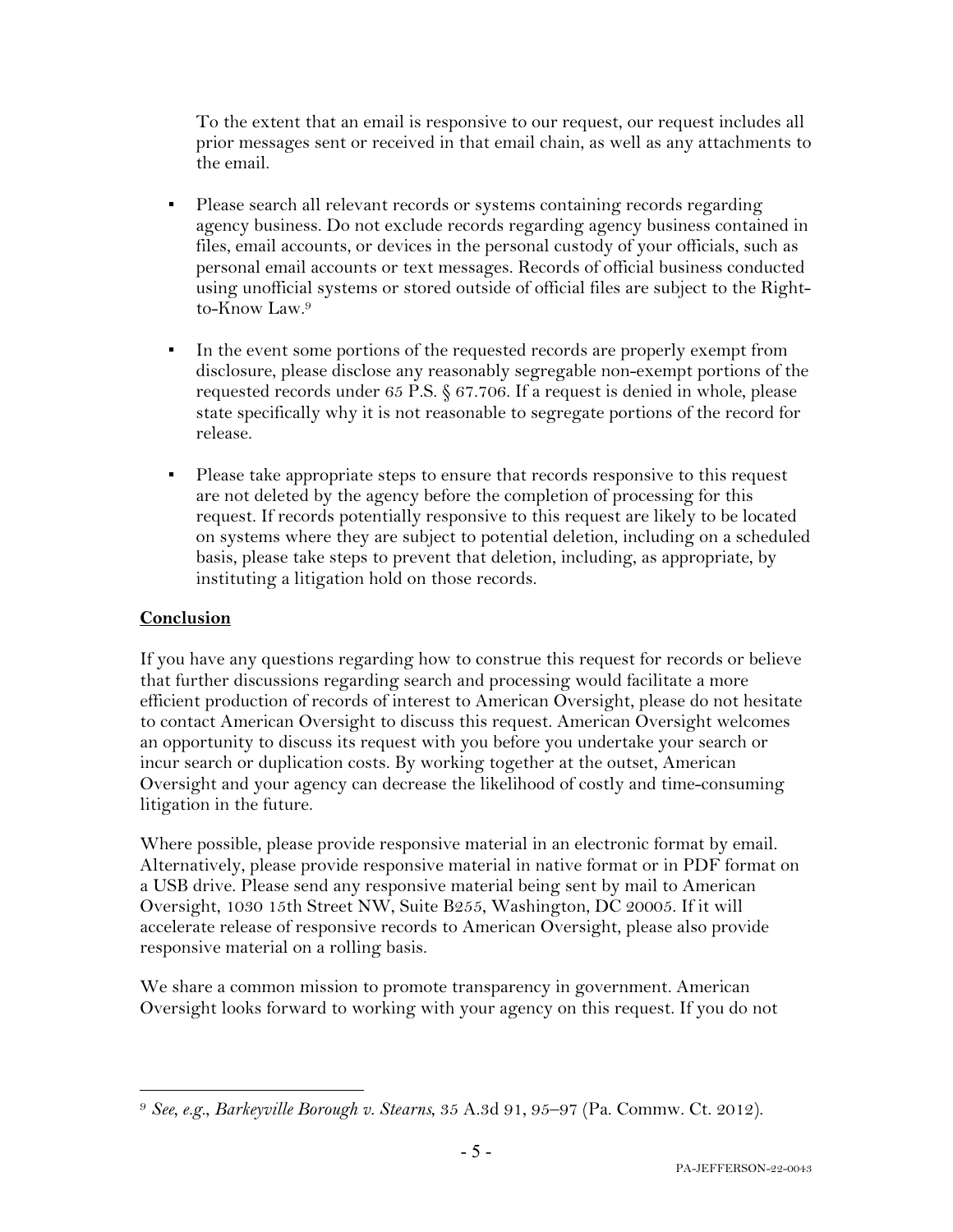To the extent that an email is responsive to our request, our request includes all prior messages sent or received in that email chain, as well as any attachments to the email.

- Please search all relevant records or systems containing records regarding agency business. Do not exclude records regarding agency business contained in files, email accounts, or devices in the personal custody of your officials, such as personal email accounts or text messages. Records of official business conducted using unofficial systems or stored outside of official files are subject to the Right-to-Know Law.[9]

- In the event some portions of the requested records are properly exempt from disclosure, please disclose any reasonably segregable non-exempt portions of the requested records under 65 P.S. § 67.706. If a request is denied in whole, please state specifically why it is not reasonable to segregate portions of the record for release.

- Please take appropriate steps to ensure that records responsive to this request are not deleted by the agency before the completion of processing for this request. If records potentially responsive to this request are likely to be located on systems where they are subject to potential deletion, including on a scheduled basis, please take steps to prevent that deletion, including, as appropriate, by instituting a litigation hold on those records.

**Conclusion**

If you have any questions regarding how to construe this request for records or believe that further discussions regarding search and processing would facilitate a more efficient production of records of interest to American Oversight, please do not hesitate to contact American Oversight to discuss this request. American Oversight welcomes an opportunity to discuss its request with you before you undertake your search or incur search or duplication costs. By working together at the outset, American Oversight and your agency can decrease the likelihood of costly and time-consuming litigation in the future.

Where possible, please provide responsive material in an electronic format by email. Alternatively, please provide responsive material in native format or in PDF format on a USB drive. Please send any responsive material being sent by mail to American Oversight, 1030 15th Street NW, Suite B255, Washington, DC 20005. If it will accelerate release of responsive records to American Oversight, please also provide responsive material on a rolling basis.

We share a common mission to promote transparency in government. American Oversight looks forward to working with your agency on this request. If you do not

[9] *See, e.g.*, *Barkeyville Borough v. Stearns*, 35 A.3d 91, 95–97 (Pa. Commw. Ct. 2012).

PA-JEFFERSON-22-0043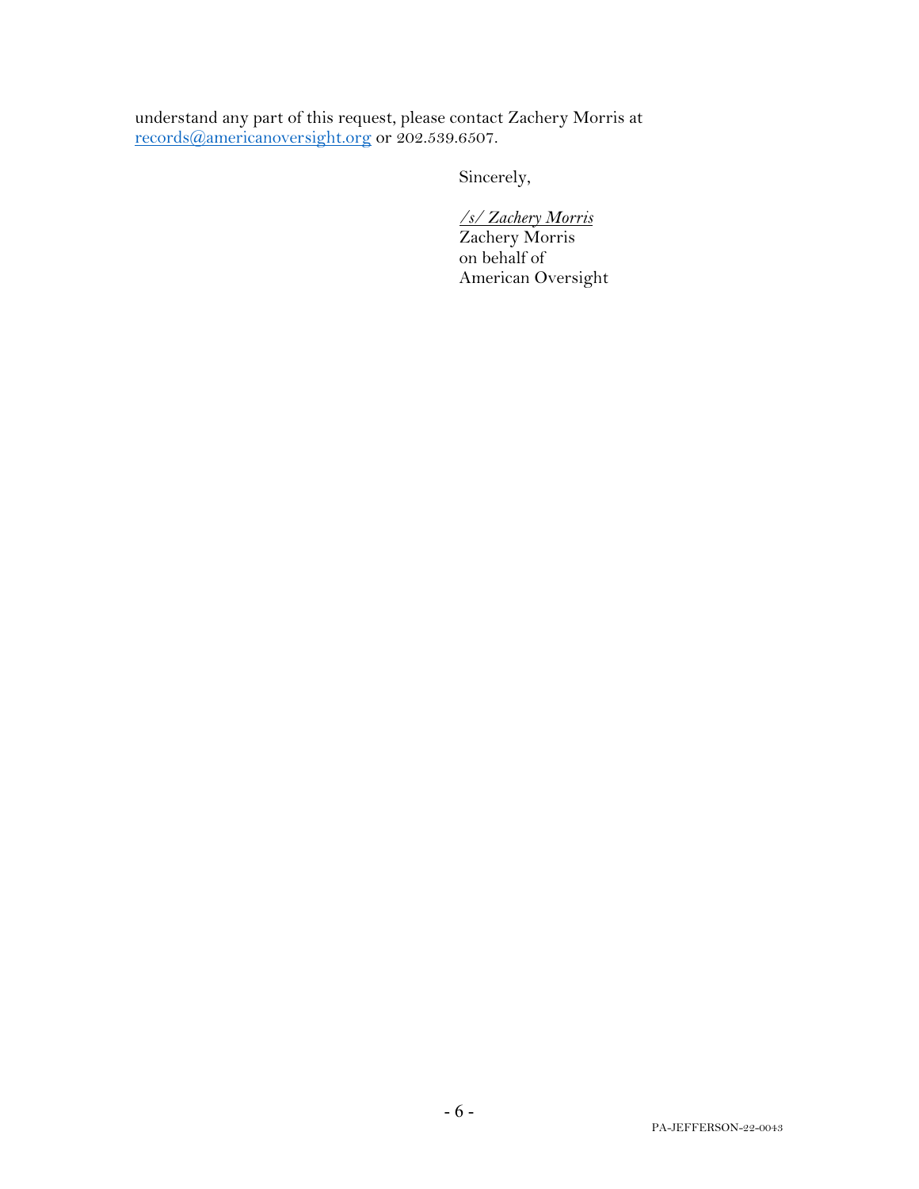understand any part of this request, please contact Zachery Morris at records@americanoversight.org or 202.539.6507.

Sincerely,

*/s/ Zachery Morris*
Zachery Morris
on behalf of
American Oversight

PA-JEFFERSON-22-0043